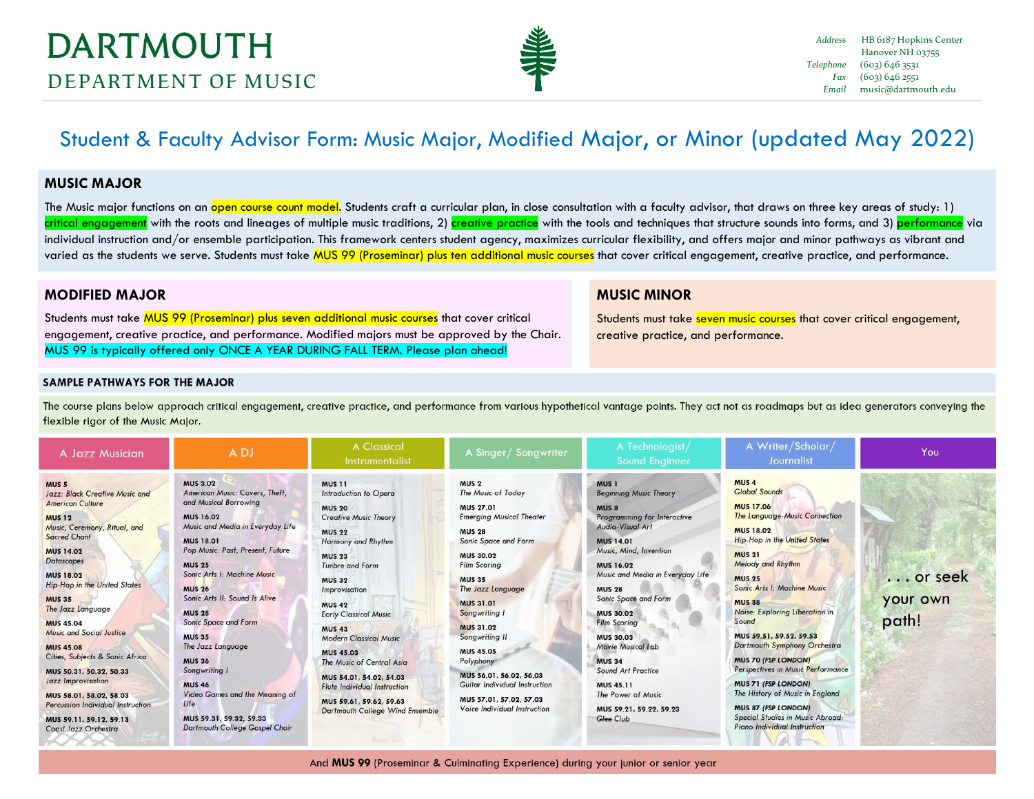# DARTMOUTH
## DEPARTMENT OF MUSIC

*Address* HB 6187 Hopkins Center
Hanover NH 03755
*Telephone* (603) 646 3531
*Fax* (603) 646 2551
*Email* music@dartmouth.edu

# Student & Faculty Advisor Form: Music Major, Modified Major, or Minor (updated May 2022)

## MUSIC MAJOR

The Music major functions on an open course count model. Students craft a curricular plan, in close consultation with a faculty advisor, that draws on three key areas of study: 1) critical engagement with the roots and lineages of multiple music traditions, 2) creative practice with the tools and techniques that structure sounds into forms, and 3) performance via individual instruction and/or ensemble participation. This framework centers student agency, maximizes curricular flexibility, and offers major and minor pathways as vibrant and varied as the students we serve. Students must take MUS 99 (Proseminar) plus ten additional music courses that cover critical engagement, creative practice, and performance.

## MODIFIED MAJOR

Students must take MUS 99 (Proseminar) plus seven additional music courses that cover critical engagement, creative practice, and performance. Modified majors must be approved by the Chair. MUS 99 is typically offered only ONCE A YEAR DURING FALL TERM. Please plan ahead!

## MUSIC MINOR

Students must take seven music courses that cover critical engagement, creative practice, and performance.

### SAMPLE PATHWAYS FOR THE MAJOR

The course plans below approach critical engagement, creative practice, and performance from various hypothetical vantage points. They act not as roadmaps but as idea generators conveying the flexible rigor of the Music Major.

| A Jazz Musician | A DJ | A Classical Instrumentalist | A Singer/ Songwriter | A Technologist/ Sound Engineer | A Writer/Scholar/ Journalist | You |
|---|---|---|---|---|---|---|
| **MUS 5** *Jazz: Black Creative Music and American Culture* | **MUS 3.02** *American Music: Covers, Theft, and Musical Borrowing* | **MUS 11** *Introduction to Opera* | **MUS 2** *The Music of Today* | **MUS 1** *Beginning Music Theory* | **MUS 4** *Global Sounds* | . . . or seek your own path! |
| **MUS 12** *Music, Ceremony, Ritual, and Sacred Chant* | **MUS 16.02** *Music and Media in Everyday Life* | **MUS 20** *Creative Music Theory* | **MUS 27.01** *Emerging Musical Theater* | **MUS 8** *Programming for Interactive Audio-Visual Art* | **MUS 17.06** *The Language-Music Connection* | |
| **MUS 14.02** *Datascapes* | **MUS 18.01** *Pop Music: Past, Present, Future* | **MUS 22** *Harmony and Rhythm* | **MUS 28** *Sonic Space and Form* | **MUS 14.01** *Music, Mind, Invention* | **MUS 18.02** *Hip-Hop in the United States* | |
| **MUS 18.02** *Hip-Hop in the United States* | **MUS 25** *Sonic Arts I: Machine Music* | **MUS 23** *Timbre and Form* | **MUS 30.02** *Film Scoring* | **MUS 16.02** *Music and Media in Everyday Life* | **MUS 21** *Melody and Rhythm* | |
| **MUS 35** *The Jazz Language* | **MUS 26** *Sonic Arts II: Sound Is Alive* | **MUS 32** *Improvisation* | **MUS 35** *The Jazz Language* | **MUS 28** *Sonic Space and Form* | **MUS 25** *Sonic Arts I: Machine Music* | |
| **MUS 45.04** *Music and Social Justice* | **MUS 28** *Sonic Space and Form* | **MUS 42** *Early Classical Music* | **MUS 31.01** *Songwriting I* | **MUS 30.02** *Film Scoring* | **MUS 38** *Noise: Exploring Liberation in Sound* | |
| **MUS 45.08** *Cities, Subjects & Sonic Africa* | **MUS 35** *The Jazz Language* | **MUS 43** *Modern Classical Music* | **MUS 31.02** *Songwriting II* | **MUS 30.03** *Movie Musical Lab* | **MUS 59.51, 59.52, 59.53** *Dartmouth Symphony Orchestra* | |
| **MUS 50.31, 50.32, 50.33** *Jazz Improvisation* | **MUS 36** *Songwriting I* | **MUS 45.03** *The Music of Central Asia* | **MUS 45.05** *Polyphony* | **MUS 34** *Sound Art Practice* | **MUS 70 (FSP LONDON)** *Perspectives in Music Performance* | |
| **MUS 58.01, 58.02, 58.03** *Percussion Individual Instruction* | **MUS 46** *Video Games and the Meaning of Life* | **MUS 54.01, 54.02, 54.03** *Flute Individual Instruction* | **MUS 56.01, 56.02, 56.03** *Guitar Individual Instruction* | **MUS 45.11** *The Power of Music* | **MUS 71 (FSP LONDON)** *The History of Music in England* | |
| **MUS 59.11, 59.12, 59.13** *Coast Jazz Orchestra* | **MUS 59.31, 59.32, 59.33** *Dartmouth College Gospel Choir* | **MUS 59.61, 59.62, 59.63** *Dartmouth College Wind Ensemble* | **MUS 57.01, 57.02, 57.03** *Voice Individual Instruction* | **MUS 59.21, 59.22, 59.23** *Glee Club* | **MUS 87 (FSP LONDON)** *Special Studies in Music Abroad: Piano Individual Instruction* | |

And **MUS 99** (Proseminar & Culminating Experience) during your junior or senior year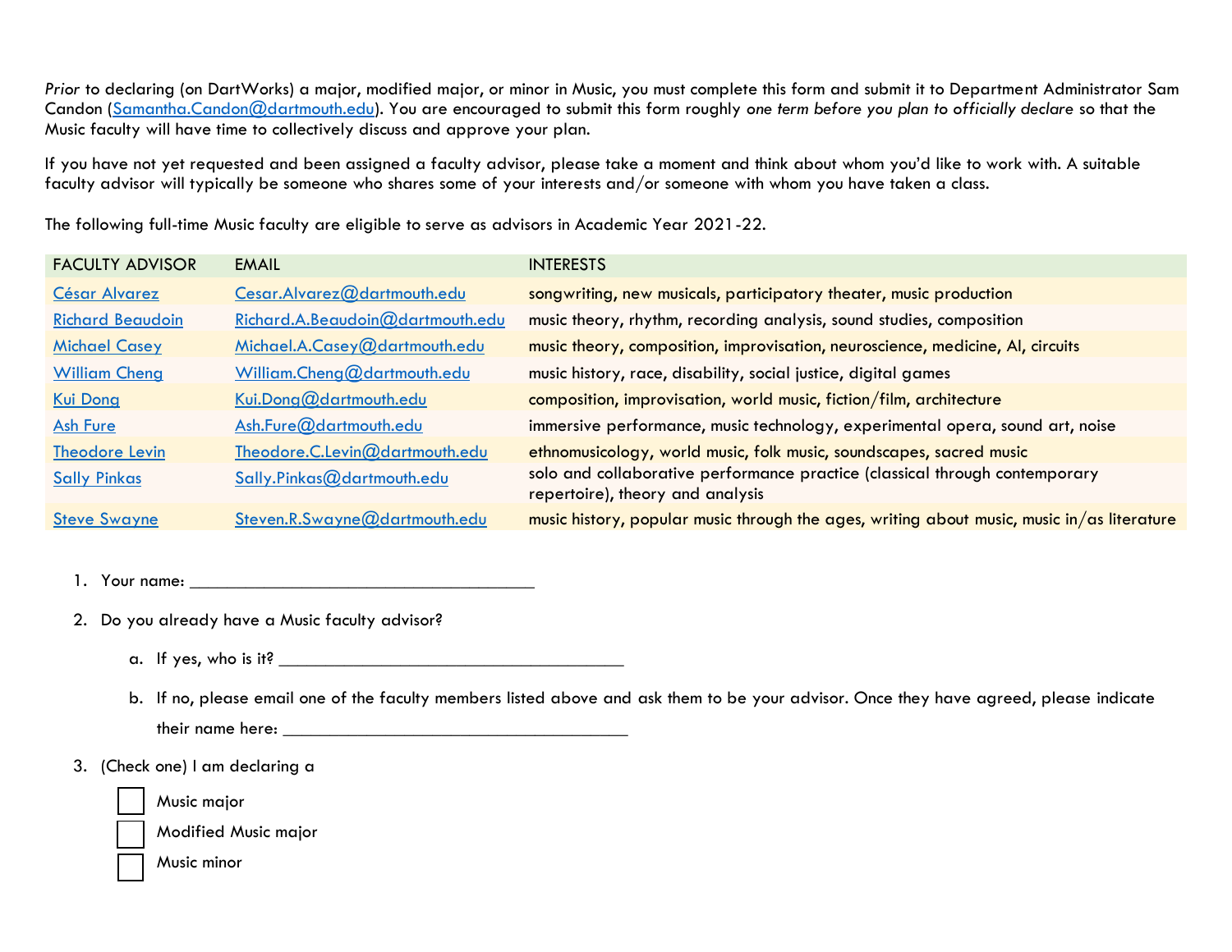*Prior* to declaring (on DartWorks) a major, modified major, or minor in Music, you must complete this form and submit it to Department Administrator Sam Candon (Samantha.Candon@dartmouth.edu). You are encouraged to submit this form roughly *one term before you plan to officially declare* so that the Music faculty will have time to collectively discuss and approve your plan.

If you have not yet requested and been assigned a faculty advisor, please take a moment and think about whom you'd like to work with. A suitable faculty advisor will typically be someone who shares some of your interests and/or someone with whom you have taken a class.

The following full-time Music faculty are eligible to serve as advisors in Academic Year 2021-22.

| FACULTY ADVISOR | EMAIL | INTERESTS |
|---|---|---|
| César Alvarez | Cesar.Alvarez@dartmouth.edu | songwriting, new musicals, participatory theater, music production |
| Richard Beaudoin | Richard.A.Beaudoin@dartmouth.edu | music theory, rhythm, recording analysis, sound studies, composition |
| Michael Casey | Michael.A.Casey@dartmouth.edu | music theory, composition, improvisation, neuroscience, medicine, AI, circuits |
| William Cheng | William.Cheng@dartmouth.edu | music history, race, disability, social justice, digital games |
| Kui Dong | Kui.Dong@dartmouth.edu | composition, improvisation, world music, fiction/film, architecture |
| Ash Fure | Ash.Fure@dartmouth.edu | immersive performance, music technology, experimental opera, sound art, noise |
| Theodore Levin | Theodore.C.Levin@dartmouth.edu | ethnomusicology, world music, folk music, soundscapes, sacred music |
| Sally Pinkas | Sally.Pinkas@dartmouth.edu | solo and collaborative performance practice (classical through contemporary repertoire), theory and analysis |
| Steve Swayne | Steven.R.Swayne@dartmouth.edu | music history, popular music through the ages, writing about music, music in/as literature |

1. Your name: ______________________________________
2. Do you already have a Music faculty advisor?
   a. If yes, who is it? ______________________________________
   b. If no, please email one of the faculty members listed above and ask them to be your advisor. Once they have agreed, please indicate their name here: ______________________________________
3. (Check one) I am declaring a

   ☐ Music major

   ☐ Modified Music major

   ☐ Music minor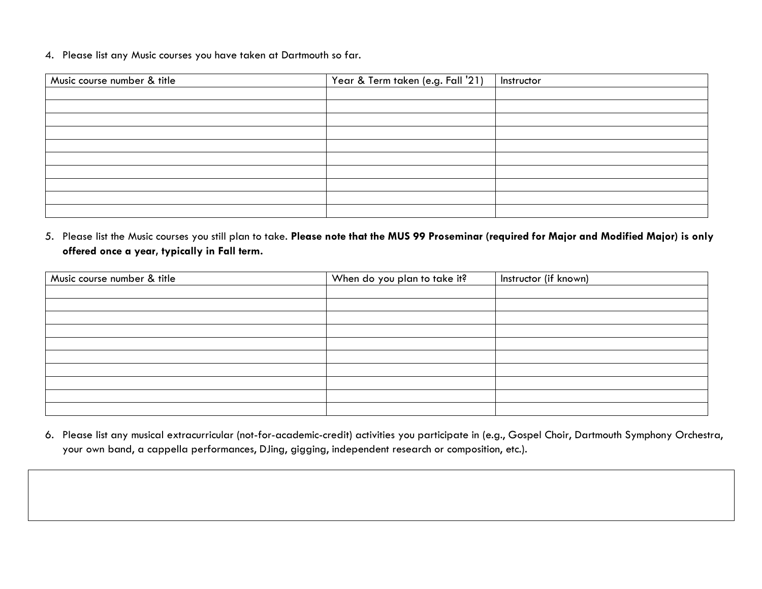4. Please list any Music courses you have taken at Dartmouth so far.

| Music course number & title | Year & Term taken (e.g. Fall '21) | Instructor |
| --- | --- | --- |
| | | |
| | | |
| | | |
| | | |
| | | |
| | | |
| | | |
| | | |
| | | |
| | | |

5. Please list the Music courses you still plan to take. **Please note that the MUS 99 Proseminar (required for Major and Modified Major) is only offered once a year, typically in Fall term.**

| Music course number & title | When do you plan to take it? | Instructor (if known) |
| --- | --- | --- |
| | | |
| | | |
| | | |
| | | |
| | | |
| | | |
| | | |
| | | |
| | | |
| | | |

6. Please list any musical extracurricular (not-for-academic-credit) activities you participate in (e.g., Gospel Choir, Dartmouth Symphony Orchestra, your own band, a cappella performances, DJing, gigging, independent research or composition, etc.).

| |
| --- |
| |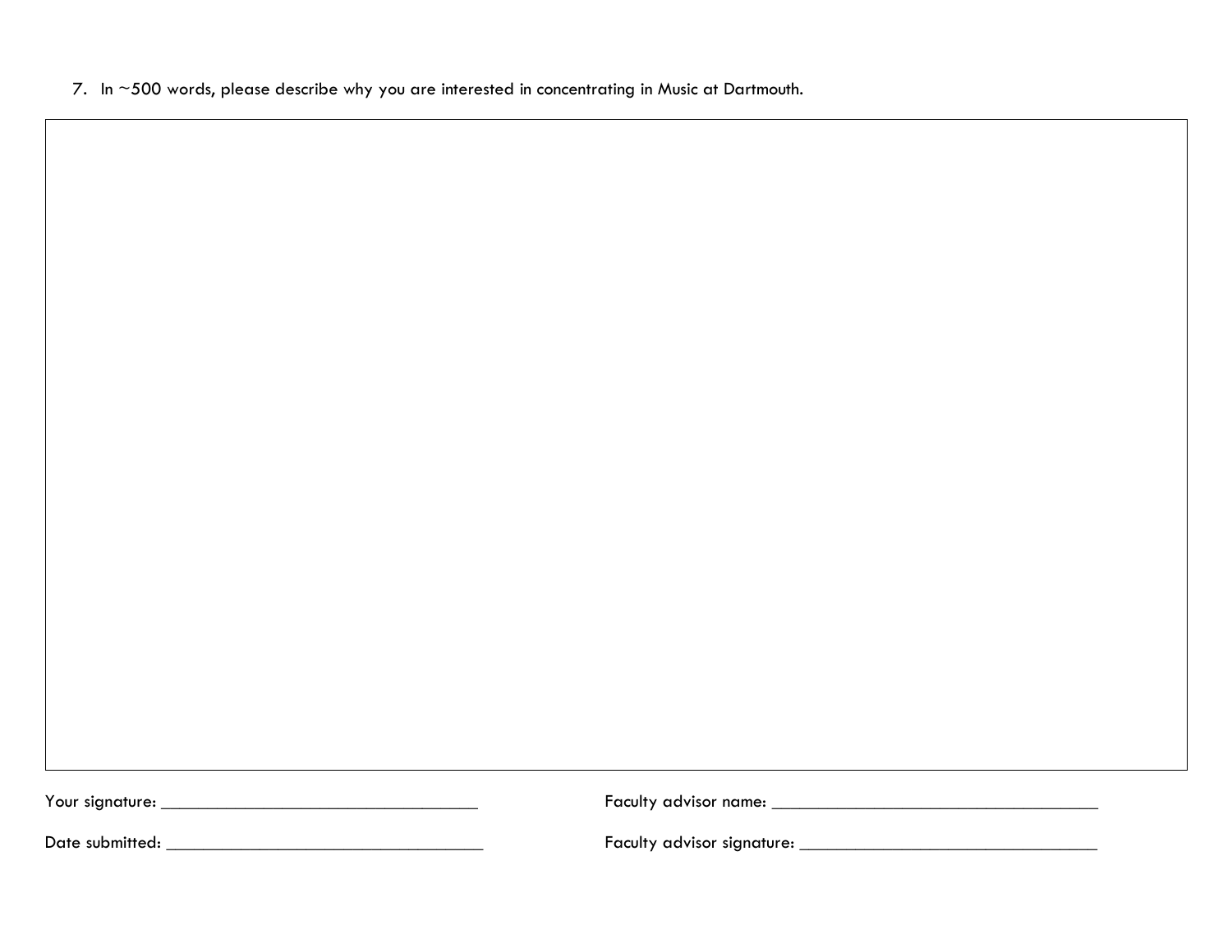7. In ~500 words, please describe why you are interested in concentrating in Music at Dartmouth.

| |
|---|
| |

Your signature: ___________________________________

Faculty advisor name: ____________________________________

Date submitted: ___________________________________

Faculty advisor signature: _________________________________